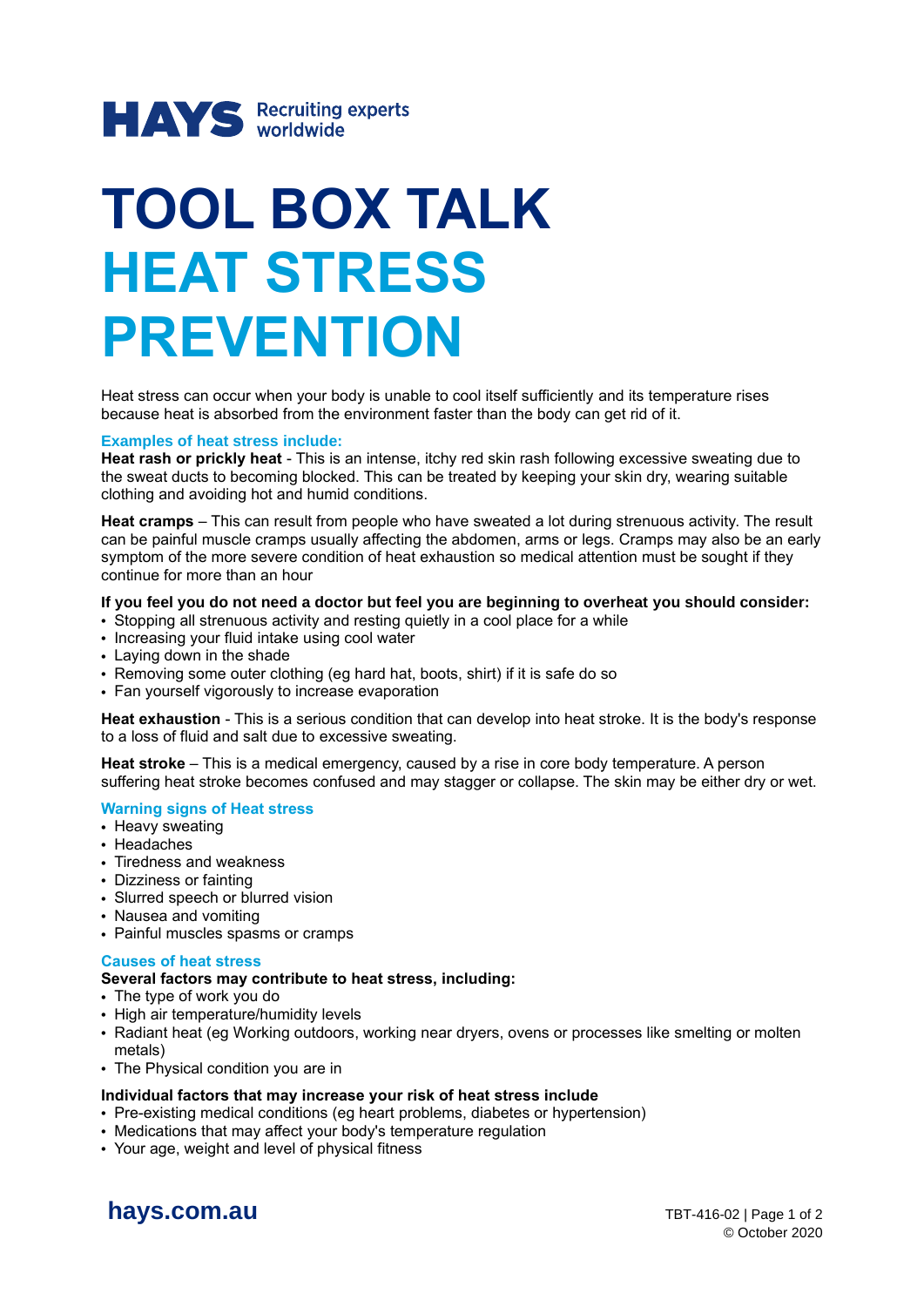HAYS Recruiting experts worldwide

# TOOL BOX TALK
# HEAT STRESS PREVENTION

Heat stress can occur when your body is unable to cool itself sufficiently and its temperature rises because heat is absorbed from the environment faster than the body can get rid of it.

### Examples of heat stress include:

**Heat rash or prickly heat** - This is an intense, itchy red skin rash following excessive sweating due to the sweat ducts to becoming blocked. This can be treated by keeping your skin dry, wearing suitable clothing and avoiding hot and humid conditions.

**Heat cramps** – This can result from people who have sweated a lot during strenuous activity. The result can be painful muscle cramps usually affecting the abdomen, arms or legs. Cramps may also be an early symptom of the more severe condition of heat exhaustion so medical attention must be sought if they continue for more than an hour

**If you feel you do not need a doctor but feel you are beginning to overheat you should consider:**

- Stopping all strenuous activity and resting quietly in a cool place for a while
- Increasing your fluid intake using cool water
- Laying down in the shade
- Removing some outer clothing (eg hard hat, boots, shirt) if it is safe do so
- Fan yourself vigorously to increase evaporation

**Heat exhaustion** - This is a serious condition that can develop into heat stroke. It is the body's response to a loss of fluid and salt due to excessive sweating.

**Heat stroke** – This is a medical emergency, caused by a rise in core body temperature. A person suffering heat stroke becomes confused and may stagger or collapse. The skin may be either dry or wet.

### Warning signs of Heat stress

- Heavy sweating
- Headaches
- Tiredness and weakness
- Dizziness or fainting
- Slurred speech or blurred vision
- Nausea and vomiting
- Painful muscles spasms or cramps

### Causes of heat stress

**Several factors may contribute to heat stress, including:**

- The type of work you do
- High air temperature/humidity levels
- Radiant heat (eg Working outdoors, working near dryers, ovens or processes like smelting or molten metals)
- The Physical condition you are in

**Individual factors that may increase your risk of heat stress include**

- Pre-existing medical conditions (eg heart problems, diabetes or hypertension)
- Medications that may affect your body's temperature regulation
- Your age, weight and level of physical fitness

hays.com.au

TBT-416-02

© October 2020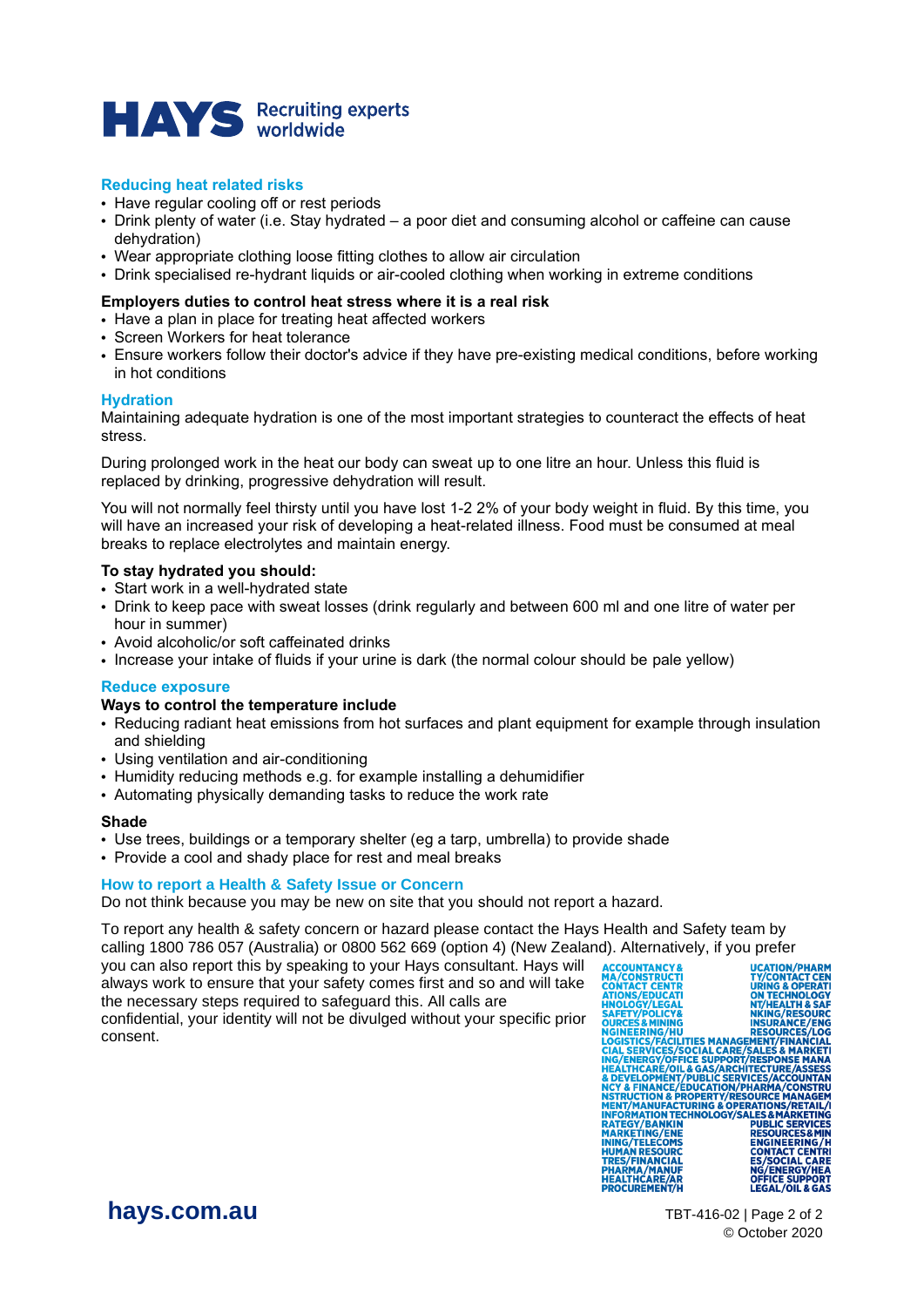### Reducing heat related risks

- Have regular cooling off or rest periods
- Drink plenty of water (i.e. Stay hydrated – a poor diet and consuming alcohol or caffeine can cause dehydration)
- Wear appropriate clothing loose fitting clothes to allow air circulation
- Drink specialised re-hydrant liquids or air-cooled clothing when working in extreme conditions

**Employers duties to control heat stress where it is a real risk**

- Have a plan in place for treating heat affected workers
- Screen Workers for heat tolerance
- Ensure workers follow their doctor's advice if they have pre-existing medical conditions, before working in hot conditions

### Hydration

Maintaining adequate hydration is one of the most important strategies to counteract the effects of heat stress.

During prolonged work in the heat our body can sweat up to one litre an hour. Unless this fluid is replaced by drinking, progressive dehydration will result.

You will not normally feel thirsty until you have lost 1-2 2% of your body weight in fluid. By this time, you will have an increased your risk of developing a heat-related illness. Food must be consumed at meal breaks to replace electrolytes and maintain energy.

**To stay hydrated you should:**

- Start work in a well-hydrated state
- Drink to keep pace with sweat losses (drink regularly and between 600 ml and one litre of water per hour in summer)
- Avoid alcoholic/or soft caffeinated drinks
- Increase your intake of fluids if your urine is dark (the normal colour should be pale yellow)

### Reduce exposure

**Ways to control the temperature include**

- Reducing radiant heat emissions from hot surfaces and plant equipment for example through insulation and shielding
- Using ventilation and air-conditioning
- Humidity reducing methods e.g. for example installing a dehumidifier
- Automating physically demanding tasks to reduce the work rate

**Shade**

- Use trees, buildings or a temporary shelter (eg a tarp, umbrella) to provide shade
- Provide a cool and shady place for rest and meal breaks

### How to report a Health & Safety Issue or Concern

Do not think because you may be new on site that you should not report a hazard.

To report any health & safety concern or hazard please contact the Hays Health and Safety team by calling 1800 786 057 (Australia) or 0800 562 669 (option 4) (New Zealand). Alternatively, if you prefer you can also report this by speaking to your Hays consultant. Hays will always work to ensure that your safety comes first and so and will take the necessary steps required to safeguard this. All calls are confidential, your identity will not be divulged without your specific prior consent.

hays.com.au

TBT-416-02

© October 2020